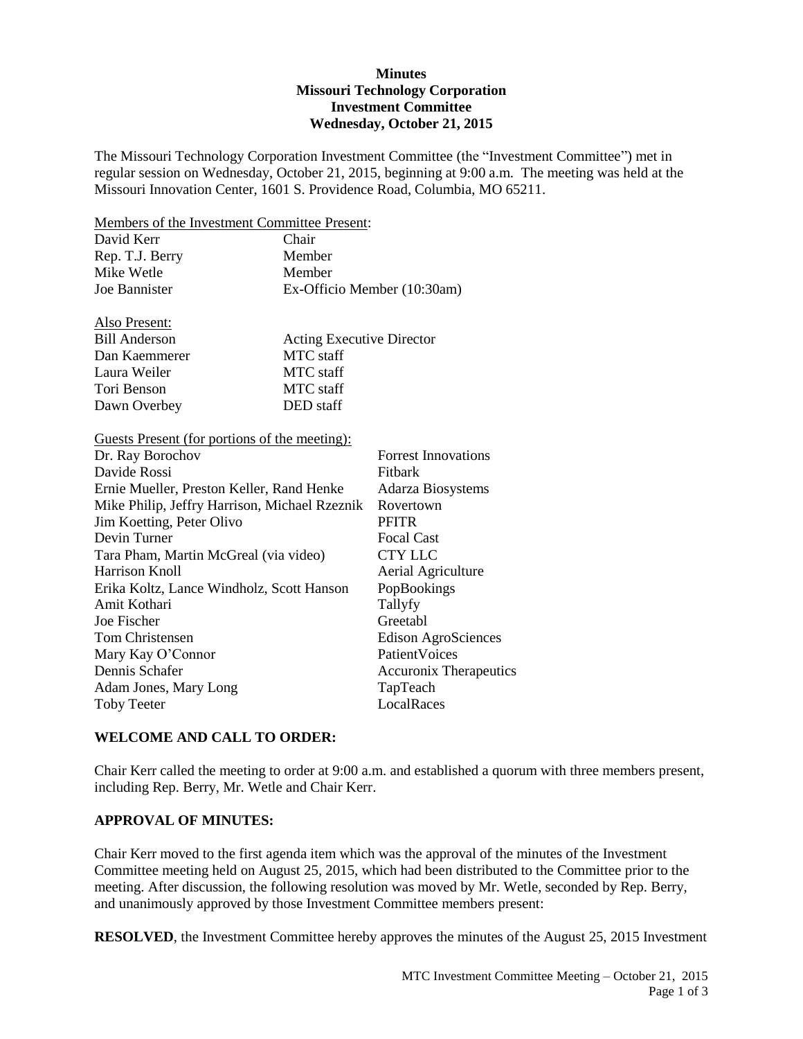**Minutes**
**Missouri Technology Corporation**
**Investment Committee**
**Wednesday, October 21, 2015**

The Missouri Technology Corporation Investment Committee (the "Investment Committee") met in regular session on Wednesday, October 21, 2015, beginning at 9:00 a.m. The meeting was held at the Missouri Innovation Center, 1601 S. Providence Road, Columbia, MO 65211.

Members of the Investment Committee Present:

| | |
|---|---|
| David Kerr | Chair |
| Rep. T.J. Berry | Member |
| Mike Wetle | Member |
| Joe Bannister | Ex-Officio Member (10:30am) |

Also Present:

| | |
|---|---|
| Bill Anderson | Acting Executive Director |
| Dan Kaemmerer | MTC staff |
| Laura Weiler | MTC staff |
| Tori Benson | MTC staff |
| Dawn Overbey | DED staff |

Guests Present (for portions of the meeting):

| | |
|---|---|
| Dr. Ray Borochov | Forrest Innovations |
| Davide Rossi | Fitbark |
| Ernie Mueller, Preston Keller, Rand Henke | Adarza Biosystems |
| Mike Philip, Jeffry Harrison, Michael Rzeznik | Rovertown |
| Jim Koetting, Peter Olivo | PFITR |
| Devin Turner | Focal Cast |
| Tara Pham, Martin McGreal (via video) | CTY LLC |
| Harrison Knoll | Aerial Agriculture |
| Erika Koltz, Lance Windholz, Scott Hanson | PopBookings |
| Amit Kothari | Tallyfy |
| Joe Fischer | Greetabl |
| Tom Christensen | Edison AgroSciences |
| Mary Kay O'Connor | PatientVoices |
| Dennis Schafer | Accuronix Therapeutics |
| Adam Jones, Mary Long | TapTeach |
| Toby Teeter | LocalRaces |

## WELCOME AND CALL TO ORDER:

Chair Kerr called the meeting to order at 9:00 a.m. and established a quorum with three members present, including Rep. Berry, Mr. Wetle and Chair Kerr.

## APPROVAL OF MINUTES:

Chair Kerr moved to the first agenda item which was the approval of the minutes of the Investment Committee meeting held on August 25, 2015, which had been distributed to the Committee prior to the meeting. After discussion, the following resolution was moved by Mr. Wetle, seconded by Rep. Berry, and unanimously approved by those Investment Committee members present:

**RESOLVED**, the Investment Committee hereby approves the minutes of the August 25, 2015 Investment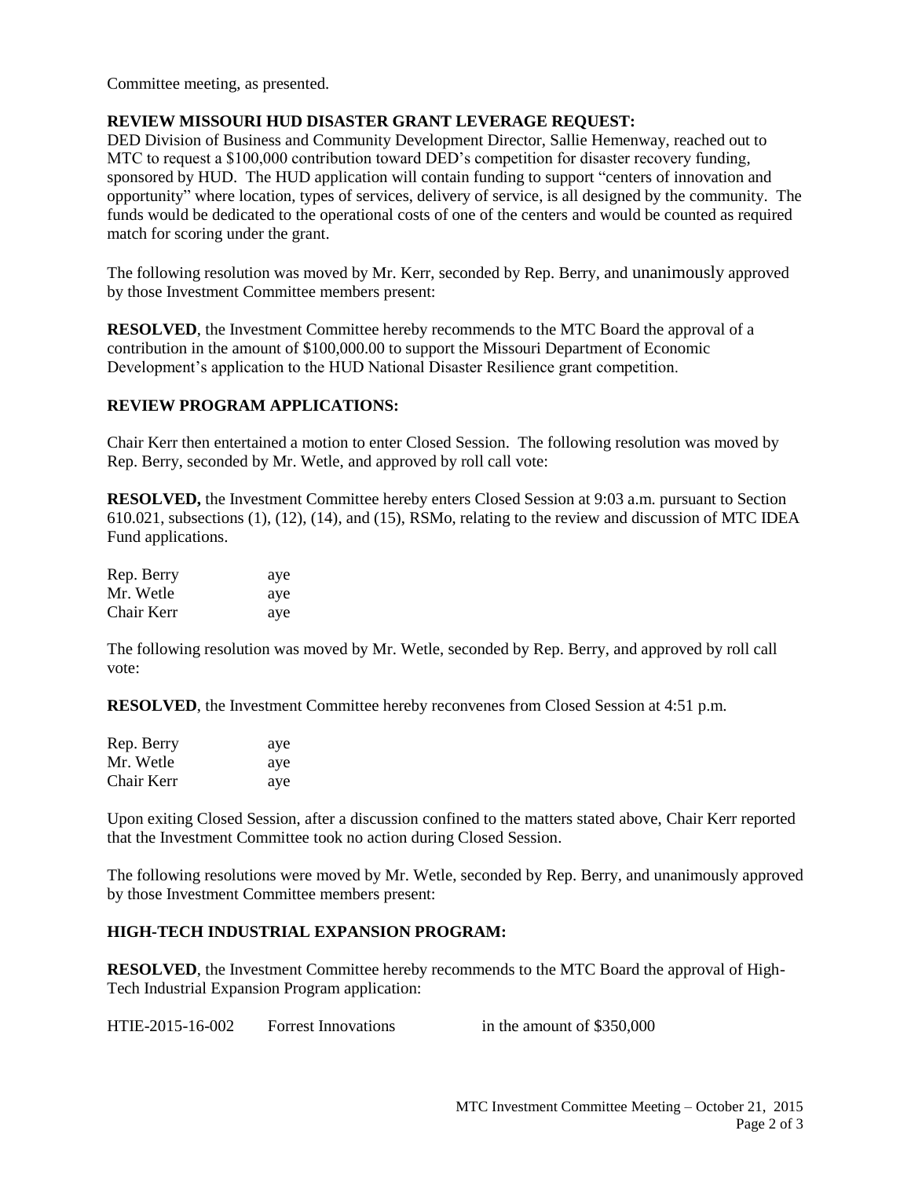Committee meeting, as presented.

**REVIEW MISSOURI HUD DISASTER GRANT LEVERAGE REQUEST:**

DED Division of Business and Community Development Director, Sallie Hemenway, reached out to MTC to request a $100,000 contribution toward DED's competition for disaster recovery funding, sponsored by HUD. The HUD application will contain funding to support "centers of innovation and opportunity" where location, types of services, delivery of service, is all designed by the community. The funds would be dedicated to the operational costs of one of the centers and would be counted as required match for scoring under the grant.

The following resolution was moved by Mr. Kerr, seconded by Rep. Berry, and unanimously approved by those Investment Committee members present:

**RESOLVED**, the Investment Committee hereby recommends to the MTC Board the approval of a contribution in the amount of $100,000.00 to support the Missouri Department of Economic Development's application to the HUD National Disaster Resilience grant competition.

**REVIEW PROGRAM APPLICATIONS:**

Chair Kerr then entertained a motion to enter Closed Session. The following resolution was moved by Rep. Berry, seconded by Mr. Wetle, and approved by roll call vote:

**RESOLVED,** the Investment Committee hereby enters Closed Session at 9:03 a.m. pursuant to Section 610.021, subsections (1), (12), (14), and (15), RSMo, relating to the review and discussion of MTC IDEA Fund applications.

| | |
|---|---|
| Rep. Berry | aye |
| Mr. Wetle | aye |
| Chair Kerr | aye |

The following resolution was moved by Mr. Wetle, seconded by Rep. Berry, and approved by roll call vote:

**RESOLVED**, the Investment Committee hereby reconvenes from Closed Session at 4:51 p.m.

| | |
|---|---|
| Rep. Berry | aye |
| Mr. Wetle | aye |
| Chair Kerr | aye |

Upon exiting Closed Session, after a discussion confined to the matters stated above, Chair Kerr reported that the Investment Committee took no action during Closed Session.

The following resolutions were moved by Mr. Wetle, seconded by Rep. Berry, and unanimously approved by those Investment Committee members present:

**HIGH-TECH INDUSTRIAL EXPANSION PROGRAM:**

**RESOLVED**, the Investment Committee hereby recommends to the MTC Board the approval of High-Tech Industrial Expansion Program application:

| | | |
|---|---|---|
| HTIE-2015-16-002 | Forrest Innovations | in the amount of $350,000 |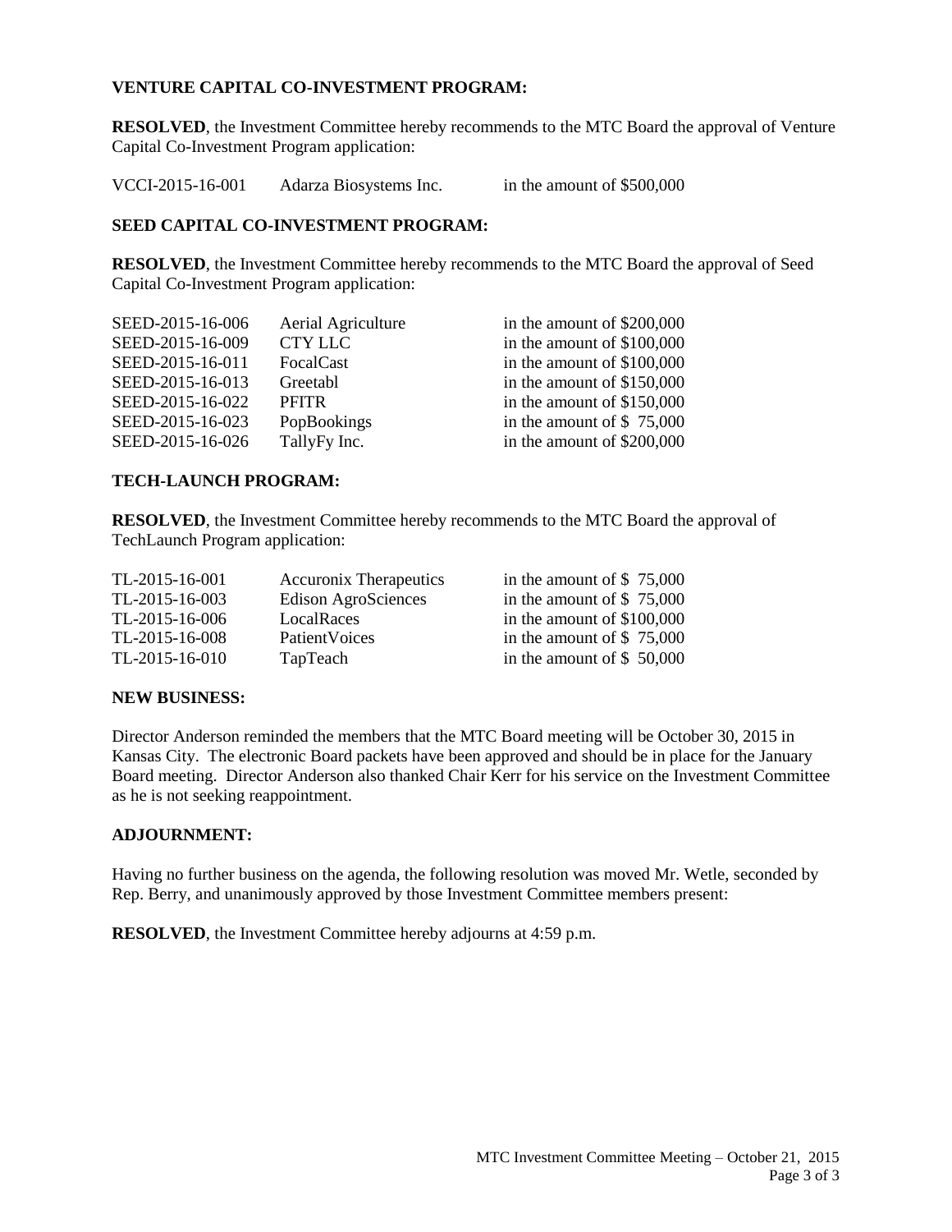**VENTURE CAPITAL CO-INVESTMENT PROGRAM:**

**RESOLVED**, the Investment Committee hereby recommends to the MTC Board the approval of Venture Capital Co-Investment Program application:

| | | |
|---|---|---|
| VCCI-2015-16-001 | Adarza Biosystems Inc. | in the amount of $500,000 |

**SEED CAPITAL CO-INVESTMENT PROGRAM:**

**RESOLVED**, the Investment Committee hereby recommends to the MTC Board the approval of Seed Capital Co-Investment Program application:

| | | |
|---|---|---|
| SEED-2015-16-006 | Aerial Agriculture | in the amount of $200,000 |
| SEED-2015-16-009 | CTY LLC | in the amount of $100,000 |
| SEED-2015-16-011 | FocalCast | in the amount of $100,000 |
| SEED-2015-16-013 | Greetabl | in the amount of $150,000 |
| SEED-2015-16-022 | PFITR | in the amount of $150,000 |
| SEED-2015-16-023 | PopBookings | in the amount of $ 75,000 |
| SEED-2015-16-026 | TallyFy Inc. | in the amount of $200,000 |

**TECH-LAUNCH PROGRAM:**

**RESOLVED**, the Investment Committee hereby recommends to the MTC Board the approval of TechLaunch Program application:

| | | |
|---|---|---|
| TL-2015-16-001 | Accuronix Therapeutics | in the amount of $ 75,000 |
| TL-2015-16-003 | Edison AgroSciences | in the amount of $ 75,000 |
| TL-2015-16-006 | LocalRaces | in the amount of $100,000 |
| TL-2015-16-008 | PatientVoices | in the amount of $ 75,000 |
| TL-2015-16-010 | TapTeach | in the amount of $ 50,000 |

**NEW BUSINESS:**

Director Anderson reminded the members that the MTC Board meeting will be October 30, 2015 in Kansas City. The electronic Board packets have been approved and should be in place for the January Board meeting. Director Anderson also thanked Chair Kerr for his service on the Investment Committee as he is not seeking reappointment.

**ADJOURNMENT:**

Having no further business on the agenda, the following resolution was moved Mr. Wetle, seconded by Rep. Berry, and unanimously approved by those Investment Committee members present:

**RESOLVED**, the Investment Committee hereby adjourns at 4:59 p.m.